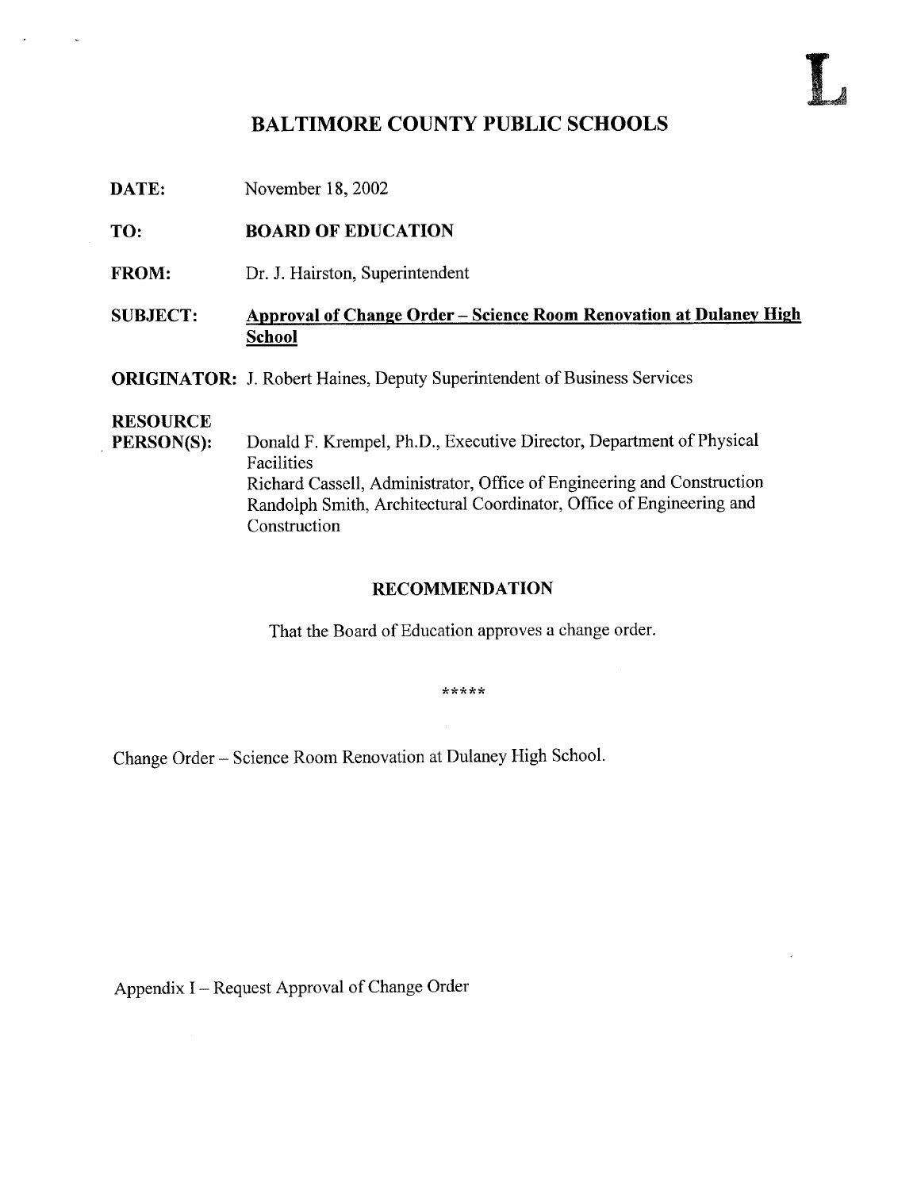L

# BALTIMORE COUNTY PUBLIC SCHOOLS

**DATE:** November 18, 2002

**TO:** **BOARD OF EDUCATION**

**FROM:** Dr. J. Hairston, Superintendent

**SUBJECT:** **Approval of Change Order – Science Room Renovation at Dulaney High School**

**ORIGINATOR:** J. Robert Haines, Deputy Superintendent of Business Services

**RESOURCE PERSON(S):** Donald F. Krempel, Ph.D., Executive Director, Department of Physical Facilities
Richard Cassell, Administrator, Office of Engineering and Construction
Randolph Smith, Architectural Coordinator, Office of Engineering and Construction

## RECOMMENDATION

That the Board of Education approves a change order.

*****

Change Order – Science Room Renovation at Dulaney High School.

Appendix I – Request Approval of Change Order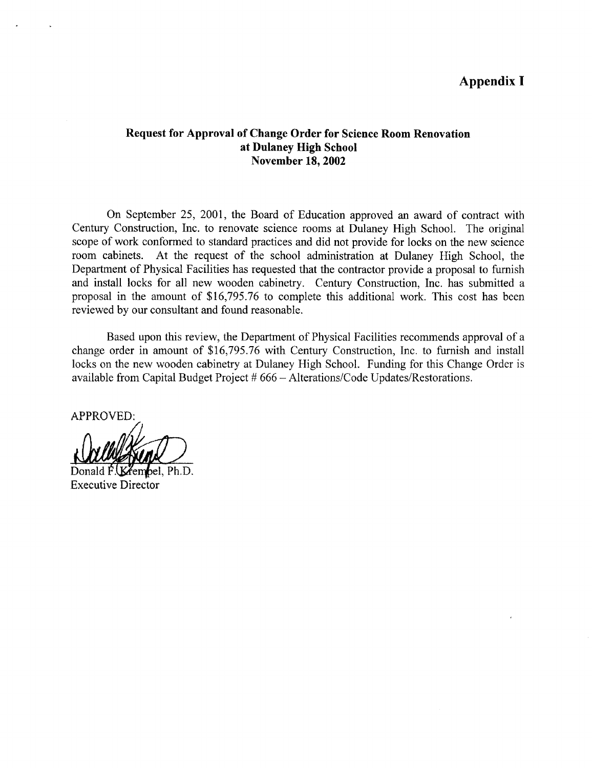# Appendix I

**Request for Approval of Change Order for Science Room Renovation at Dulaney High School November 18, 2002**

On September 25, 2001, the Board of Education approved an award of contract with Century Construction, Inc. to renovate science rooms at Dulaney High School. The original scope of work conformed to standard practices and did not provide for locks on the new science room cabinets. At the request of the school administration at Dulaney High School, the Department of Physical Facilities has requested that the contractor provide a proposal to furnish and install locks for all new wooden cabinetry. Century Construction, Inc. has submitted a proposal in the amount of $16,795.76 to complete this additional work. This cost has been reviewed by our consultant and found reasonable.

Based upon this review, the Department of Physical Facilities recommends approval of a change order in amount of $16,795.76 with Century Construction, Inc. to furnish and install locks on the new wooden cabinetry at Dulaney High School. Funding for this Change Order is available from Capital Budget Project # 666 – Alterations/Code Updates/Restorations.

APPROVED:

Donald F. Krempel, Ph.D.
Executive Director